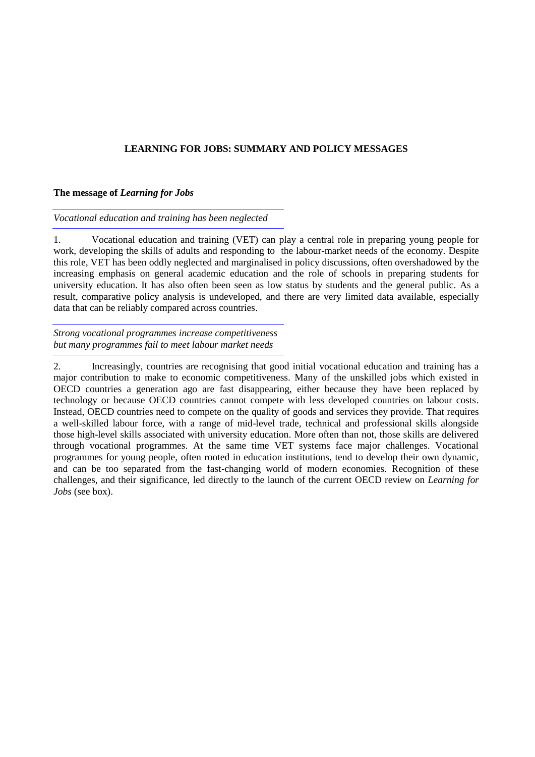# LEARNING FOR JOBS: SUMMARY AND POLICY MESSAGES

## The message of *Learning for Jobs*

### *Vocational education and training has been neglected*

1. Vocational education and training (VET) can play a central role in preparing young people for work, developing the skills of adults and responding to the labour-market needs of the economy. Despite this role, VET has been oddly neglected and marginalised in policy discussions, often overshadowed by the increasing emphasis on general academic education and the role of schools in preparing students for university education. It has also often been seen as low status by students and the general public. As a result, comparative policy analysis is undeveloped, and there are very limited data available, especially data that can be reliably compared across countries.

### *Strong vocational programmes increase competitiveness but many programmes fail to meet labour market needs*

2. Increasingly, countries are recognising that good initial vocational education and training has a major contribution to make to economic competitiveness. Many of the unskilled jobs which existed in OECD countries a generation ago are fast disappearing, either because they have been replaced by technology or because OECD countries cannot compete with less developed countries on labour costs. Instead, OECD countries need to compete on the quality of goods and services they provide. That requires a well-skilled labour force, with a range of mid-level trade, technical and professional skills alongside those high-level skills associated with university education. More often than not, those skills are delivered through vocational programmes. At the same time VET systems face major challenges. Vocational programmes for young people, often rooted in education institutions, tend to develop their own dynamic, and can be too separated from the fast-changing world of modern economies. Recognition of these challenges, and their significance, led directly to the launch of the current OECD review on *Learning for Jobs* (see box).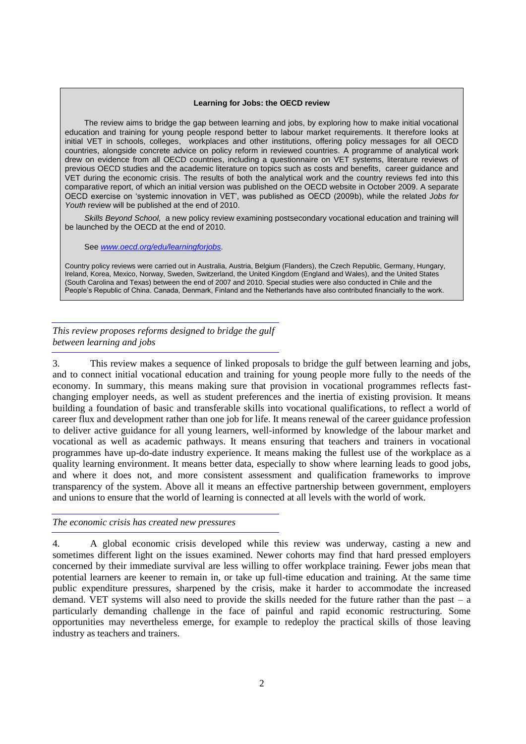**Learning for Jobs: the OECD review**

The review aims to bridge the gap between learning and jobs, by exploring how to make initial vocational education and training for young people respond better to labour market requirements. It therefore looks at initial VET in schools, colleges, workplaces and other institutions, offering policy messages for all OECD countries, alongside concrete advice on policy reform in reviewed countries. A programme of analytical work drew on evidence from all OECD countries, including a questionnaire on VET systems, literature reviews of previous OECD studies and the academic literature on topics such as costs and benefits, career guidance and VET during the economic crisis. The results of both the analytical work and the country reviews fed into this comparative report, of which an initial version was published on the OECD website in October 2009. A separate OECD exercise on 'systemic innovation in VET', was published as OECD (2009b), while the related *Jobs for Youth* review will be published at the end of 2010.

*Skills Beyond School,* a new policy review examining postsecondary vocational education and training will be launched by the OECD at the end of 2010.

See *www.oecd.org/edu/learningforjobs*.

Country policy reviews were carried out in Australia, Austria, Belgium (Flanders), the Czech Republic, Germany, Hungary, Ireland, Korea, Mexico, Norway, Sweden, Switzerland, the United Kingdom (England and Wales), and the United States (South Carolina and Texas) between the end of 2007 and 2010. Special studies were also conducted in Chile and the People's Republic of China. Canada, Denmark, Finland and the Netherlands have also contributed financially to the work.

*This review proposes reforms designed to bridge the gulf between learning and jobs*

3. This review makes a sequence of linked proposals to bridge the gulf between learning and jobs, and to connect initial vocational education and training for young people more fully to the needs of the economy. In summary, this means making sure that provision in vocational programmes reflects fast-changing employer needs, as well as student preferences and the inertia of existing provision. It means building a foundation of basic and transferable skills into vocational qualifications, to reflect a world of career flux and development rather than one job for life. It means renewal of the career guidance profession to deliver active guidance for all young learners, well-informed by knowledge of the labour market and vocational as well as academic pathways. It means ensuring that teachers and trainers in vocational programmes have up-do-date industry experience. It means making the fullest use of the workplace as a quality learning environment. It means better data, especially to show where learning leads to good jobs, and where it does not, and more consistent assessment and qualification frameworks to improve transparency of the system. Above all it means an effective partnership between government, employers and unions to ensure that the world of learning is connected at all levels with the world of work.

*The economic crisis has created new pressures*

4. A global economic crisis developed while this review was underway, casting a new and sometimes different light on the issues examined. Newer cohorts may find that hard pressed employers concerned by their immediate survival are less willing to offer workplace training. Fewer jobs mean that potential learners are keener to remain in, or take up full-time education and training. At the same time public expenditure pressures, sharpened by the crisis, make it harder to accommodate the increased demand. VET systems will also need to provide the skills needed for the future rather than the past – a particularly demanding challenge in the face of painful and rapid economic restructuring. Some opportunities may nevertheless emerge, for example to redeploy the practical skills of those leaving industry as teachers and trainers.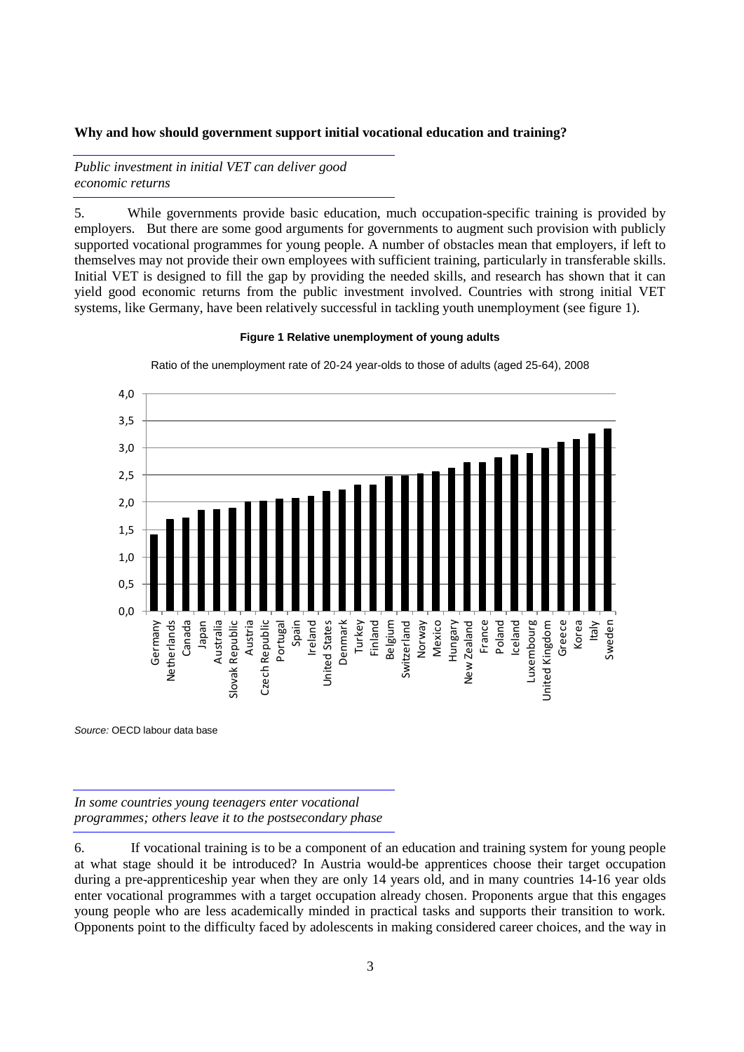## Why and how should government support initial vocational education and training?

*Public investment in initial VET can deliver good economic returns*

5. While governments provide basic education, much occupation-specific training is provided by employers. But there are some good arguments for governments to augment such provision with publicly supported vocational programmes for young people. A number of obstacles mean that employers, if left to themselves may not provide their own employees with sufficient training, particularly in transferable skills. Initial VET is designed to fill the gap by providing the needed skills, and research has shown that it can yield good economic returns from the public investment involved. Countries with strong initial VET systems, like Germany, have been relatively successful in tackling youth unemployment (see figure 1).

**Figure 1 Relative unemployment of young adults**

Ratio of the unemployment rate of 20-24 year-olds to those of adults (aged 25-64), 2008

*Source:* OECD labour data base

*In some countries young teenagers enter vocational programmes; others leave it to the postsecondary phase*

6. If vocational training is to be a component of an education and training system for young people at what stage should it be introduced? In Austria would-be apprentices choose their target occupation during a pre-apprenticeship year when they are only 14 years old, and in many countries 14-16 year olds enter vocational programmes with a target occupation already chosen. Proponents argue that this engages young people who are less academically minded in practical tasks and supports their transition to work. Opponents point to the difficulty faced by adolescents in making considered career choices, and the way in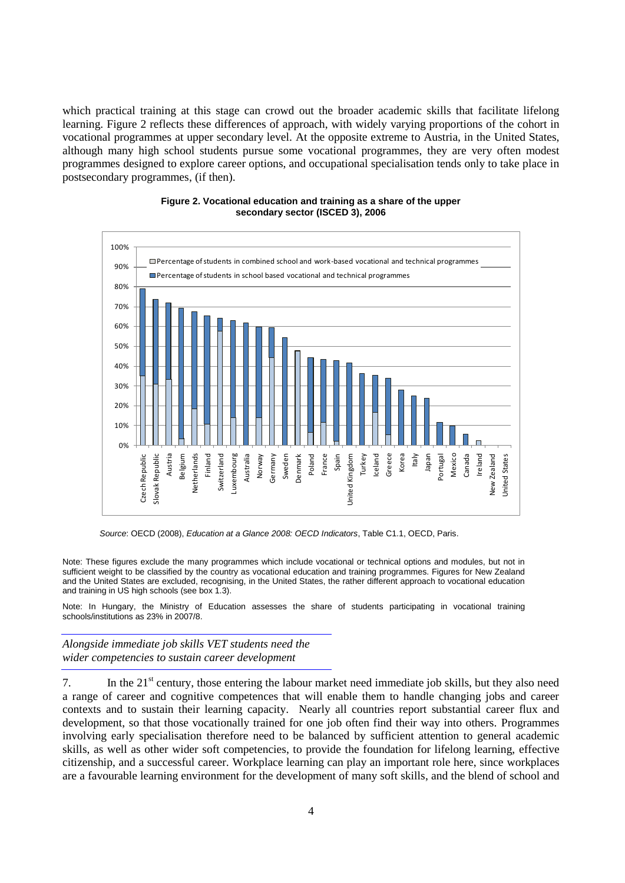which practical training at this stage can crowd out the broader academic skills that facilitate lifelong learning. Figure 2 reflects these differences of approach, with widely varying proportions of the cohort in vocational programmes at upper secondary level. At the opposite extreme to Austria, in the United States, although many high school students pursue some vocational programmes, they are very often modest programmes designed to explore career options, and occupational specialisation tends only to take place in postsecondary programmes, (if then).

**Figure 2. Vocational education and training as a share of the upper secondary sector (ISCED 3), 2006**

*Source*: OECD (2008), *Education at a Glance 2008: OECD Indicators*, Table C1.1, OECD, Paris.

Note: These figures exclude the many programmes which include vocational or technical options and modules, but not in sufficient weight to be classified by the country as vocational education and training programmes. Figures for New Zealand and the United States are excluded, recognising, in the United States, the rather different approach to vocational education and training in US high schools (see box 1.3).

Note: In Hungary, the Ministry of Education assesses the share of students participating in vocational training schools/institutions as 23% in 2007/8.

*Alongside immediate job skills VET students need the wider competencies to sustain career development*

7. In the 21[st] century, those entering the labour market need immediate job skills, but they also need a range of career and cognitive competences that will enable them to handle changing jobs and career contexts and to sustain their learning capacity. Nearly all countries report substantial career flux and development, so that those vocationally trained for one job often find their way into others. Programmes involving early specialisation therefore need to be balanced by sufficient attention to general academic skills, as well as other wider soft competencies, to provide the foundation for lifelong learning, effective citizenship, and a successful career. Workplace learning can play an important role here, since workplaces are a favourable learning environment for the development of many soft skills, and the blend of school and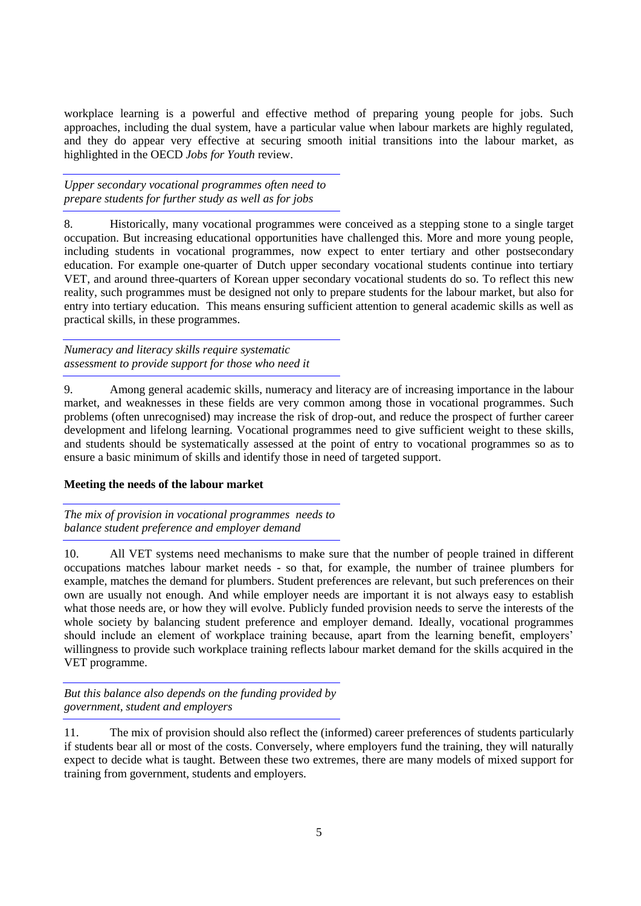workplace learning is a powerful and effective method of preparing young people for jobs. Such approaches, including the dual system, have a particular value when labour markets are highly regulated, and they do appear very effective at securing smooth initial transitions into the labour market, as highlighted in the OECD *Jobs for Youth* review.

*Upper secondary vocational programmes often need to prepare students for further study as well as for jobs*

8. Historically, many vocational programmes were conceived as a stepping stone to a single target occupation. But increasing educational opportunities have challenged this. More and more young people, including students in vocational programmes, now expect to enter tertiary and other postsecondary education. For example one-quarter of Dutch upper secondary vocational students continue into tertiary VET, and around three-quarters of Korean upper secondary vocational students do so. To reflect this new reality, such programmes must be designed not only to prepare students for the labour market, but also for entry into tertiary education. This means ensuring sufficient attention to general academic skills as well as practical skills, in these programmes.

*Numeracy and literacy skills require systematic assessment to provide support for those who need it*

9. Among general academic skills, numeracy and literacy are of increasing importance in the labour market, and weaknesses in these fields are very common among those in vocational programmes. Such problems (often unrecognised) may increase the risk of drop-out, and reduce the prospect of further career development and lifelong learning. Vocational programmes need to give sufficient weight to these skills, and students should be systematically assessed at the point of entry to vocational programmes so as to ensure a basic minimum of skills and identify those in need of targeted support.

**Meeting the needs of the labour market**

*The mix of provision in vocational programmes needs to balance student preference and employer demand*

10. All VET systems need mechanisms to make sure that the number of people trained in different occupations matches labour market needs - so that, for example, the number of trainee plumbers for example, matches the demand for plumbers. Student preferences are relevant, but such preferences on their own are usually not enough. And while employer needs are important it is not always easy to establish what those needs are, or how they will evolve. Publicly funded provision needs to serve the interests of the whole society by balancing student preference and employer demand. Ideally, vocational programmes should include an element of workplace training because, apart from the learning benefit, employers' willingness to provide such workplace training reflects labour market demand for the skills acquired in the VET programme.

*But this balance also depends on the funding provided by government, student and employers*

11. The mix of provision should also reflect the (informed) career preferences of students particularly if students bear all or most of the costs. Conversely, where employers fund the training, they will naturally expect to decide what is taught. Between these two extremes, there are many models of mixed support for training from government, students and employers.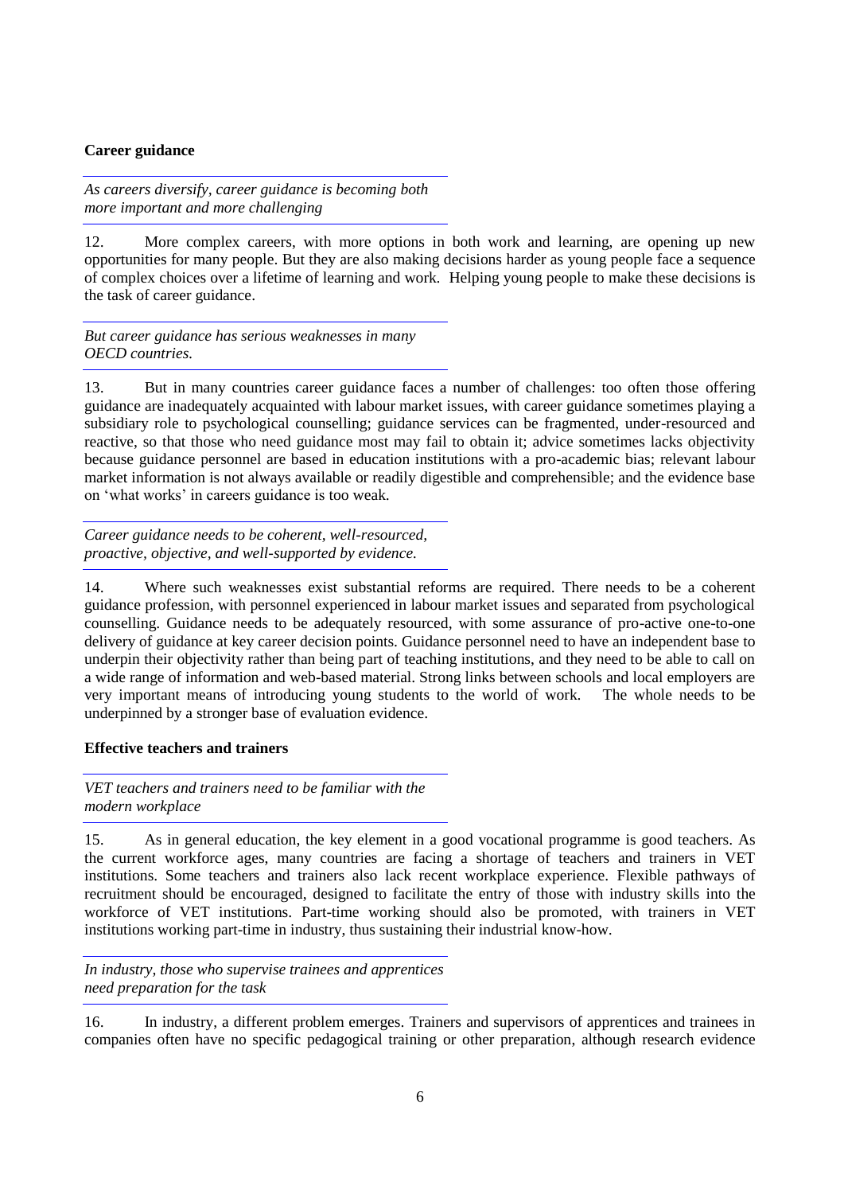**Career guidance**

*As careers diversify, career guidance is becoming both more important and more challenging*

12. More complex careers, with more options in both work and learning, are opening up new opportunities for many people. But they are also making decisions harder as young people face a sequence of complex choices over a lifetime of learning and work. Helping young people to make these decisions is the task of career guidance.

*But career guidance has serious weaknesses in many OECD countries.*

13. But in many countries career guidance faces a number of challenges: too often those offering guidance are inadequately acquainted with labour market issues, with career guidance sometimes playing a subsidiary role to psychological counselling; guidance services can be fragmented, under-resourced and reactive, so that those who need guidance most may fail to obtain it; advice sometimes lacks objectivity because guidance personnel are based in education institutions with a pro-academic bias; relevant labour market information is not always available or readily digestible and comprehensible; and the evidence base on 'what works' in careers guidance is too weak.

*Career guidance needs to be coherent, well-resourced, proactive, objective, and well-supported by evidence.*

14. Where such weaknesses exist substantial reforms are required. There needs to be a coherent guidance profession, with personnel experienced in labour market issues and separated from psychological counselling. Guidance needs to be adequately resourced, with some assurance of pro-active one-to-one delivery of guidance at key career decision points. Guidance personnel need to have an independent base to underpin their objectivity rather than being part of teaching institutions, and they need to be able to call on a wide range of information and web-based material. Strong links between schools and local employers are very important means of introducing young students to the world of work. The whole needs to be underpinned by a stronger base of evaluation evidence.

**Effective teachers and trainers**

*VET teachers and trainers need to be familiar with the modern workplace*

15. As in general education, the key element in a good vocational programme is good teachers. As the current workforce ages, many countries are facing a shortage of teachers and trainers in VET institutions. Some teachers and trainers also lack recent workplace experience. Flexible pathways of recruitment should be encouraged, designed to facilitate the entry of those with industry skills into the workforce of VET institutions. Part-time working should also be promoted, with trainers in VET institutions working part-time in industry, thus sustaining their industrial know-how.

*In industry, those who supervise trainees and apprentices need preparation for the task*

16. In industry, a different problem emerges. Trainers and supervisors of apprentices and trainees in companies often have no specific pedagogical training or other preparation, although research evidence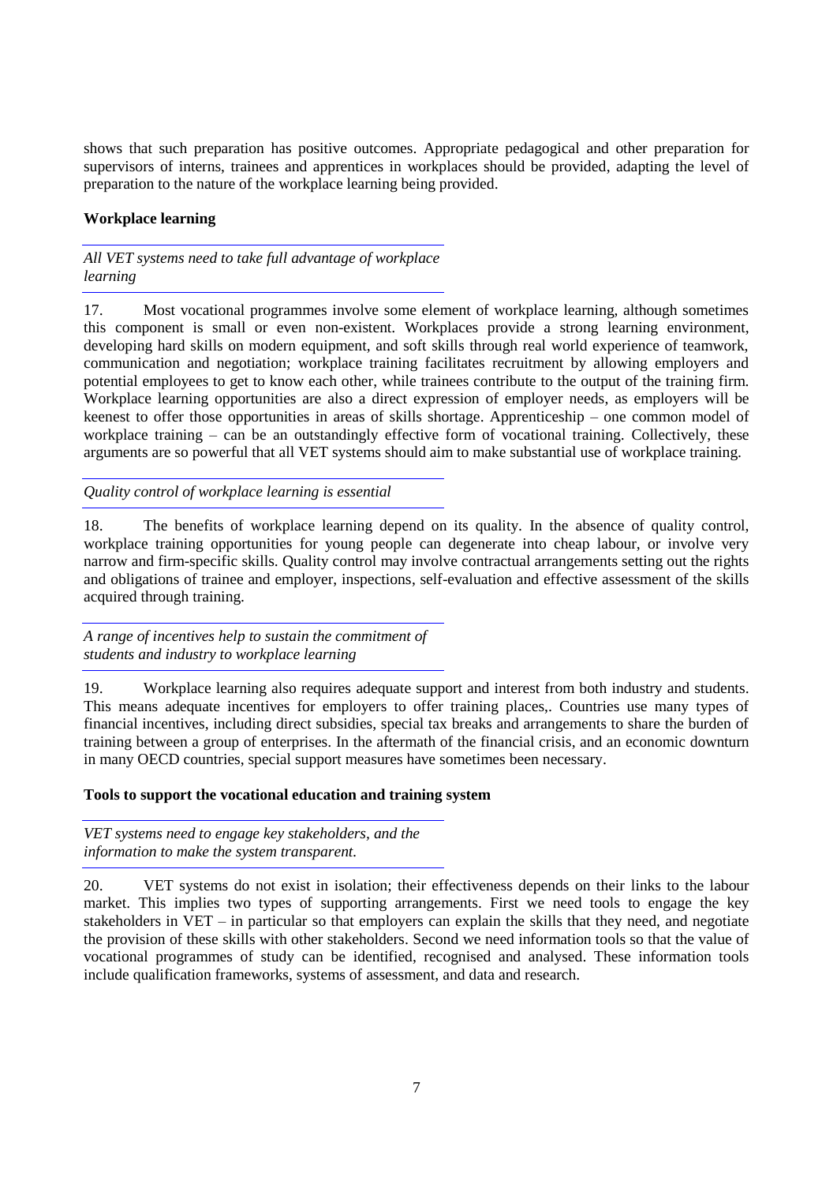shows that such preparation has positive outcomes. Appropriate pedagogical and other preparation for supervisors of interns, trainees and apprentices in workplaces should be provided, adapting the level of preparation to the nature of the workplace learning being provided.

**Workplace learning**

*All VET systems need to take full advantage of workplace learning*

17. Most vocational programmes involve some element of workplace learning, although sometimes this component is small or even non-existent. Workplaces provide a strong learning environment, developing hard skills on modern equipment, and soft skills through real world experience of teamwork, communication and negotiation; workplace training facilitates recruitment by allowing employers and potential employees to get to know each other, while trainees contribute to the output of the training firm. Workplace learning opportunities are also a direct expression of employer needs, as employers will be keenest to offer those opportunities in areas of skills shortage. Apprenticeship – one common model of workplace training – can be an outstandingly effective form of vocational training. Collectively, these arguments are so powerful that all VET systems should aim to make substantial use of workplace training.

*Quality control of workplace learning is essential*

18. The benefits of workplace learning depend on its quality. In the absence of quality control, workplace training opportunities for young people can degenerate into cheap labour, or involve very narrow and firm-specific skills. Quality control may involve contractual arrangements setting out the rights and obligations of trainee and employer, inspections, self-evaluation and effective assessment of the skills acquired through training.

*A range of incentives help to sustain the commitment of students and industry to workplace learning*

19. Workplace learning also requires adequate support and interest from both industry and students. This means adequate incentives for employers to offer training places,. Countries use many types of financial incentives, including direct subsidies, special tax breaks and arrangements to share the burden of training between a group of enterprises. In the aftermath of the financial crisis, and an economic downturn in many OECD countries, special support measures have sometimes been necessary.

**Tools to support the vocational education and training system**

*VET systems need to engage key stakeholders, and the information to make the system transparent.*

20. VET systems do not exist in isolation; their effectiveness depends on their links to the labour market. This implies two types of supporting arrangements. First we need tools to engage the key stakeholders in VET – in particular so that employers can explain the skills that they need, and negotiate the provision of these skills with other stakeholders. Second we need information tools so that the value of vocational programmes of study can be identified, recognised and analysed. These information tools include qualification frameworks, systems of assessment, and data and research.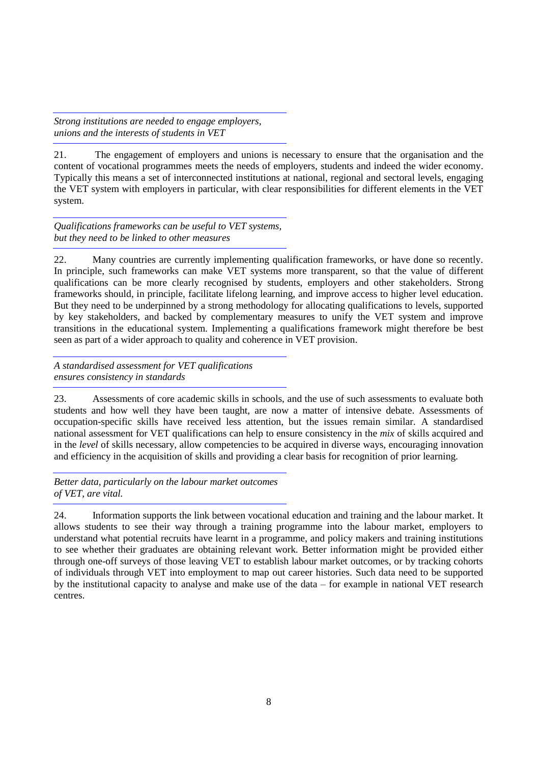*Strong institutions are needed to engage employers, unions and the interests of students in VET*

21. The engagement of employers and unions is necessary to ensure that the organisation and the content of vocational programmes meets the needs of employers, students and indeed the wider economy. Typically this means a set of interconnected institutions at national, regional and sectoral levels, engaging the VET system with employers in particular, with clear responsibilities for different elements in the VET system.

*Qualifications frameworks can be useful to VET systems, but they need to be linked to other measures*

22. Many countries are currently implementing qualification frameworks, or have done so recently. In principle, such frameworks can make VET systems more transparent, so that the value of different qualifications can be more clearly recognised by students, employers and other stakeholders. Strong frameworks should, in principle, facilitate lifelong learning, and improve access to higher level education. But they need to be underpinned by a strong methodology for allocating qualifications to levels, supported by key stakeholders, and backed by complementary measures to unify the VET system and improve transitions in the educational system. Implementing a qualifications framework might therefore be best seen as part of a wider approach to quality and coherence in VET provision.

*A standardised assessment for VET qualifications ensures consistency in standards*

23. Assessments of core academic skills in schools, and the use of such assessments to evaluate both students and how well they have been taught, are now a matter of intensive debate. Assessments of occupation-specific skills have received less attention, but the issues remain similar. A standardised national assessment for VET qualifications can help to ensure consistency in the *mix* of skills acquired and in the *level* of skills necessary, allow competencies to be acquired in diverse ways, encouraging innovation and efficiency in the acquisition of skills and providing a clear basis for recognition of prior learning.

*Better data, particularly on the labour market outcomes of VET, are vital.*

24. Information supports the link between vocational education and training and the labour market. It allows students to see their way through a training programme into the labour market, employers to understand what potential recruits have learnt in a programme, and policy makers and training institutions to see whether their graduates are obtaining relevant work. Better information might be provided either through one-off surveys of those leaving VET to establish labour market outcomes, or by tracking cohorts of individuals through VET into employment to map out career histories. Such data need to be supported by the institutional capacity to analyse and make use of the data – for example in national VET research centres.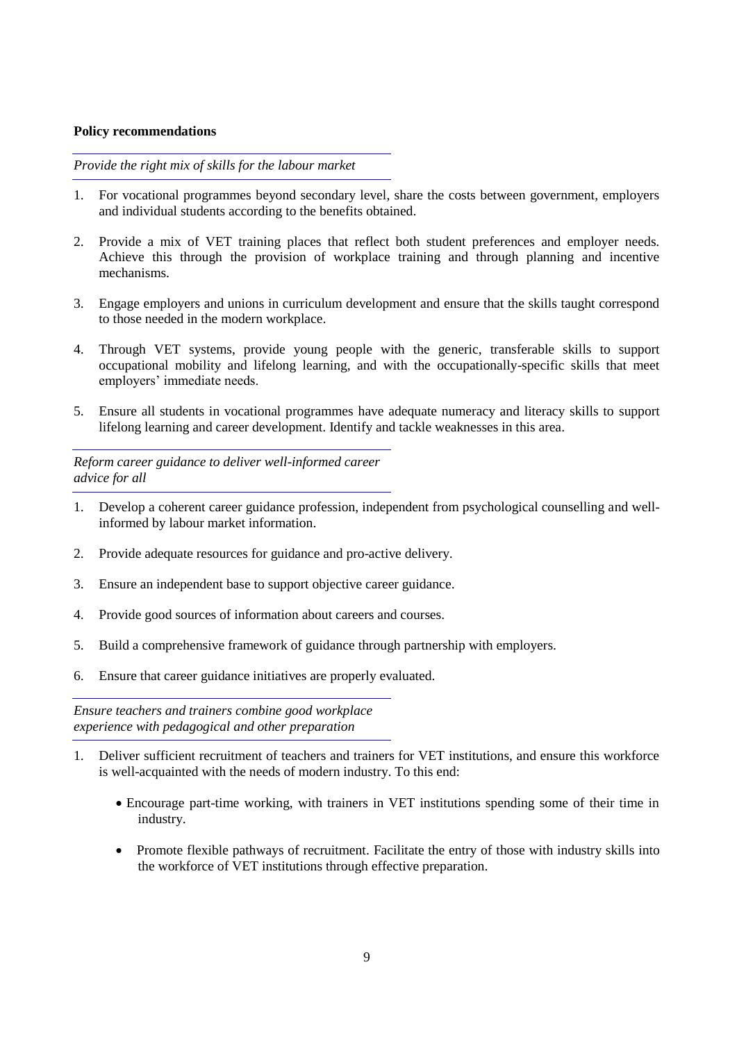**Policy recommendations**

*Provide the right mix of skills for the labour market*

1. For vocational programmes beyond secondary level, share the costs between government, employers and individual students according to the benefits obtained.

2. Provide a mix of VET training places that reflect both student preferences and employer needs. Achieve this through the provision of workplace training and through planning and incentive mechanisms.

3. Engage employers and unions in curriculum development and ensure that the skills taught correspond to those needed in the modern workplace.

4. Through VET systems, provide young people with the generic, transferable skills to support occupational mobility and lifelong learning, and with the occupationally-specific skills that meet employers' immediate needs.

5. Ensure all students in vocational programmes have adequate numeracy and literacy skills to support lifelong learning and career development. Identify and tackle weaknesses in this area.

*Reform career guidance to deliver well-informed career advice for all*

1. Develop a coherent career guidance profession, independent from psychological counselling and well-informed by labour market information.

2. Provide adequate resources for guidance and pro-active delivery.

3. Ensure an independent base to support objective career guidance.

4. Provide good sources of information about careers and courses.

5. Build a comprehensive framework of guidance through partnership with employers.

6. Ensure that career guidance initiatives are properly evaluated.

*Ensure teachers and trainers combine good workplace experience with pedagogical and other preparation*

1. Deliver sufficient recruitment of teachers and trainers for VET institutions, and ensure this workforce is well-acquainted with the needs of modern industry. To this end:

   - Encourage part-time working, with trainers in VET institutions spending some of their time in industry.

   - Promote flexible pathways of recruitment. Facilitate the entry of those with industry skills into the workforce of VET institutions through effective preparation.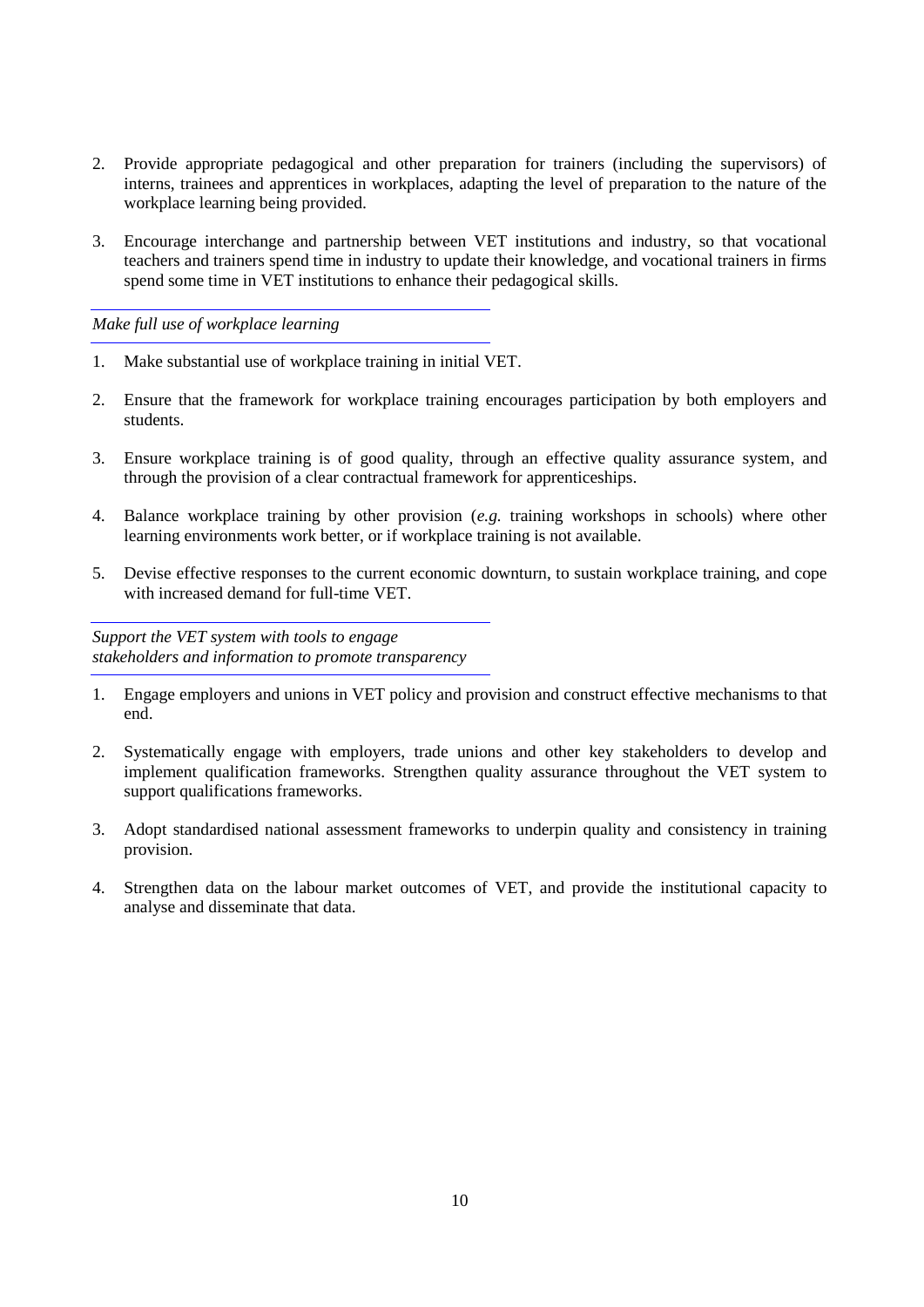2. Provide appropriate pedagogical and other preparation for trainers (including the supervisors) of interns, trainees and apprentices in workplaces, adapting the level of preparation to the nature of the workplace learning being provided.

3. Encourage interchange and partnership between VET institutions and industry, so that vocational teachers and trainers spend time in industry to update their knowledge, and vocational trainers in firms spend some time in VET institutions to enhance their pedagogical skills.

*Make full use of workplace learning*

1. Make substantial use of workplace training in initial VET.

2. Ensure that the framework for workplace training encourages participation by both employers and students.

3. Ensure workplace training is of good quality, through an effective quality assurance system, and through the provision of a clear contractual framework for apprenticeships.

4. Balance workplace training by other provision (*e.g.* training workshops in schools) where other learning environments work better, or if workplace training is not available.

5. Devise effective responses to the current economic downturn, to sustain workplace training, and cope with increased demand for full-time VET.

*Support the VET system with tools to engage stakeholders and information to promote transparency*

1. Engage employers and unions in VET policy and provision and construct effective mechanisms to that end.

2. Systematically engage with employers, trade unions and other key stakeholders to develop and implement qualification frameworks. Strengthen quality assurance throughout the VET system to support qualifications frameworks.

3. Adopt standardised national assessment frameworks to underpin quality and consistency in training provision.

4. Strengthen data on the labour market outcomes of VET, and provide the institutional capacity to analyse and disseminate that data.